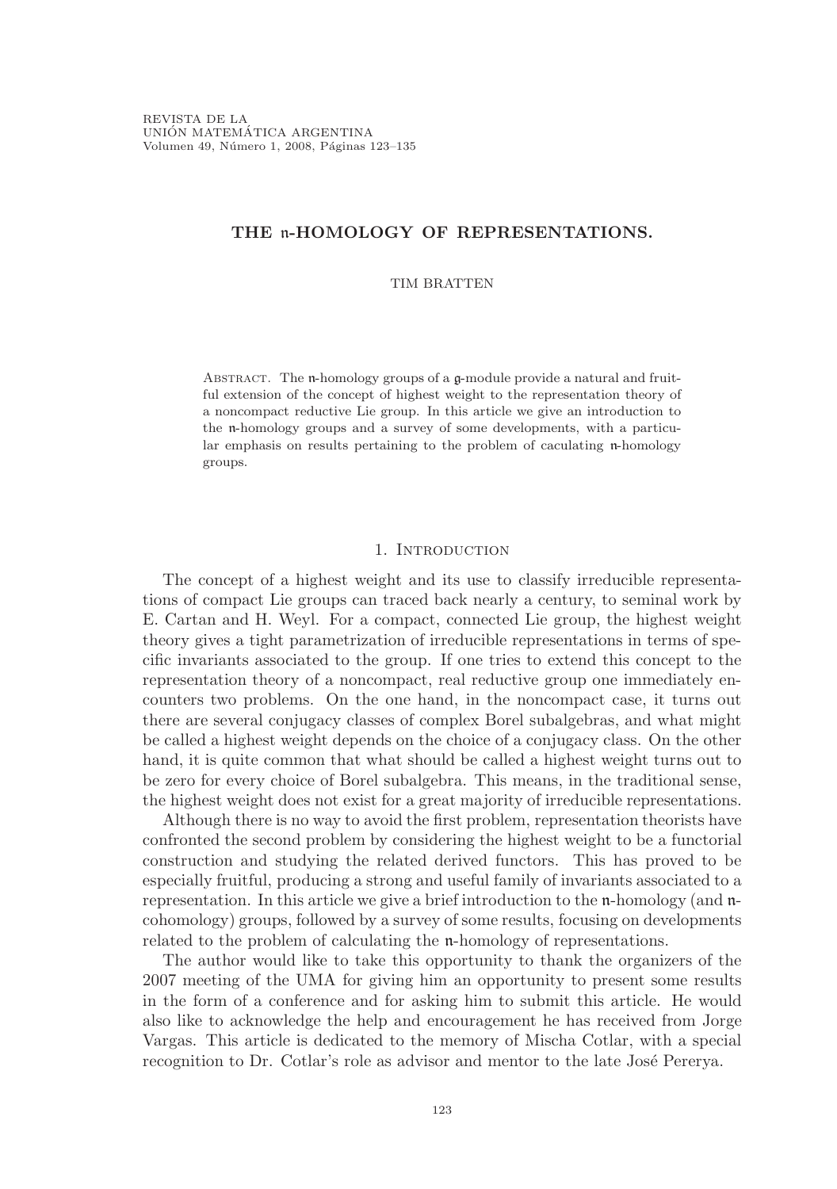# THE $\mathfrak{n}$-HOMOLOGY OF REPRESENTATIONS.

TIM BRATTEN

Abstract. The $\mathfrak{n}$-homology groups of a $\mathfrak{g}$-module provide a natural and fruitful extension of the concept of highest weight to the representation theory of a noncompact reductive Lie group. In this article we give an introduction to the $\mathfrak{n}$-homology groups and a survey of some developments, with a particular emphasis on results pertaining to the problem of caculating $\mathfrak{n}$-homology groups.

## 1. Introduction

The concept of a highest weight and its use to classify irreducible representations of compact Lie groups can traced back nearly a century, to seminal work by E. Cartan and H. Weyl. For a compact, connected Lie group, the highest weight theory gives a tight parametrization of irreducible representations in terms of specific invariants associated to the group. If one tries to extend this concept to the representation theory of a noncompact, real reductive group one immediately encounters two problems. On the one hand, in the noncompact case, it turns out there are several conjugacy classes of complex Borel subalgebras, and what might be called a highest weight depends on the choice of a conjugacy class. On the other hand, it is quite common that what should be called a highest weight turns out to be zero for every choice of Borel subalgebra. This means, in the traditional sense, the highest weight does not exist for a great majority of irreducible representations.

Although there is no way to avoid the first problem, representation theorists have confronted the second problem by considering the highest weight to be a functorial construction and studying the related derived functors. This has proved to be especially fruitful, producing a strong and useful family of invariants associated to a representation. In this article we give a brief introduction to the $\mathfrak{n}$-homology (and $\mathfrak{n}$-cohomology) groups, followed by a survey of some results, focusing on developments related to the problem of calculating the $\mathfrak{n}$-homology of representations.

The author would like to take this opportunity to thank the organizers of the 2007 meeting of the UMA for giving him an opportunity to present some results in the form of a conference and for asking him to submit this article. He would also like to acknowledge the help and encouragement he has received from Jorge Vargas. This article is dedicated to the memory of Mischa Cotlar, with a special recognition to Dr. Cotlar's role as advisor and mentor to the late José Pererya.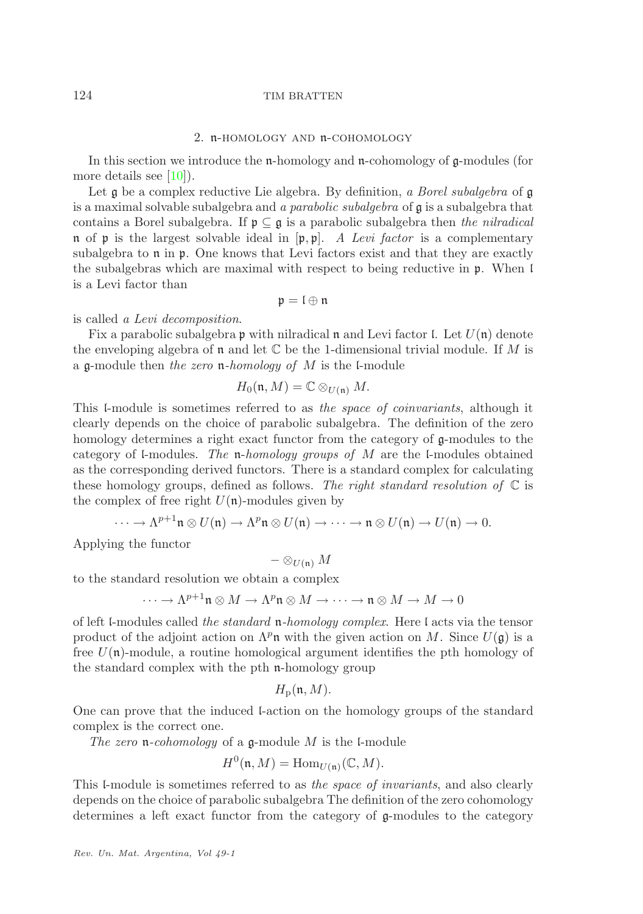## 2. $\mathfrak{n}$-homology and $\mathfrak{n}$-cohomology

In this section we introduce the $\mathfrak{n}$-homology and $\mathfrak{n}$-cohomology of $\mathfrak{g}$-modules (for more details see [10]).

Let $\mathfrak{g}$ be a complex reductive Lie algebra. By definition, *a Borel subalgebra* of $\mathfrak{g}$ is a maximal solvable subalgebra and *a parabolic subalgebra* of $\mathfrak{g}$ is a subalgebra that contains a Borel subalgebra. If $\mathfrak{p} \subseteq \mathfrak{g}$ is a parabolic subalgebra then *the nilradical* $\mathfrak{n}$ of $\mathfrak{p}$ is the largest solvable ideal in $[\mathfrak{p}, \mathfrak{p}]$. *A Levi factor* is a complementary subalgebra to $\mathfrak{n}$ in $\mathfrak{p}$. One knows that Levi factors exist and that they are exactly the subalgebras which are maximal with respect to being reductive in $\mathfrak{p}$. When $\mathfrak{l}$ is a Levi factor than

$$\mathfrak{p} = \mathfrak{l} \oplus \mathfrak{n}$$

is called *a Levi decomposition*.

Fix a parabolic subalgebra $\mathfrak{p}$ with nilradical $\mathfrak{n}$ and Levi factor $\mathfrak{l}$. Let $U(\mathfrak{n})$ denote the enveloping algebra of $\mathfrak{n}$ and let $\mathbb{C}$ be the 1-dimensional trivial module. If $M$ is a $\mathfrak{g}$-module then *the zero* $\mathfrak{n}$*-homology of* $M$ is the $\mathfrak{l}$-module

$$H_0(\mathfrak{n}, M) = \mathbb{C} \otimes_{U(\mathfrak{n})} M.$$

This $\mathfrak{l}$-module is sometimes referred to as *the space of coinvariants*, although it clearly depends on the choice of parabolic subalgebra. The definition of the zero homology determines a right exact functor from the category of $\mathfrak{g}$-modules to the category of $\mathfrak{l}$-modules. *The* $\mathfrak{n}$*-homology groups of* $M$ are the $\mathfrak{l}$-modules obtained as the corresponding derived functors. There is a standard complex for calculating these homology groups, defined as follows. *The right standard resolution of* $\mathbb{C}$ is the complex of free right $U(\mathfrak{n})$-modules given by

$$\cdots \to \Lambda^{p+1}\mathfrak{n} \otimes U(\mathfrak{n}) \to \Lambda^{p}\mathfrak{n} \otimes U(\mathfrak{n}) \to \cdots \to \mathfrak{n} \otimes U(\mathfrak{n}) \to U(\mathfrak{n}) \to 0.$$

Applying the functor

$$- \otimes_{U(\mathfrak{n})} M$$

to the standard resolution we obtain a complex

$$\cdots \to \Lambda^{p+1}\mathfrak{n} \otimes M \to \Lambda^{p}\mathfrak{n} \otimes M \to \cdots \to \mathfrak{n} \otimes M \to M \to 0$$

of left $\mathfrak{l}$-modules called *the standard* $\mathfrak{n}$*-homology complex*. Here $\mathfrak{l}$ acts via the tensor product of the adjoint action on $\Lambda^{p}\mathfrak{n}$ with the given action on $M$. Since $U(\mathfrak{g})$ is a free $U(\mathfrak{n})$-module, a routine homological argument identifies the pth homology of the standard complex with the pth $\mathfrak{n}$-homology group

$$H_{\mathrm{p}}(\mathfrak{n}, M).$$

One can prove that the induced $\mathfrak{l}$-action on the homology groups of the standard complex is the correct one.

*The zero* $\mathfrak{n}$*-cohomology* of a $\mathfrak{g}$-module $M$ is the $\mathfrak{l}$-module

$$H^0(\mathfrak{n}, M) = \mathrm{Hom}_{U(\mathfrak{n})}(\mathbb{C}, M).$$

This $\mathfrak{l}$-module is sometimes referred to as *the space of invariants*, and also clearly depends on the choice of parabolic subalgebra The definition of the zero cohomology determines a left exact functor from the category of $\mathfrak{g}$-modules to the category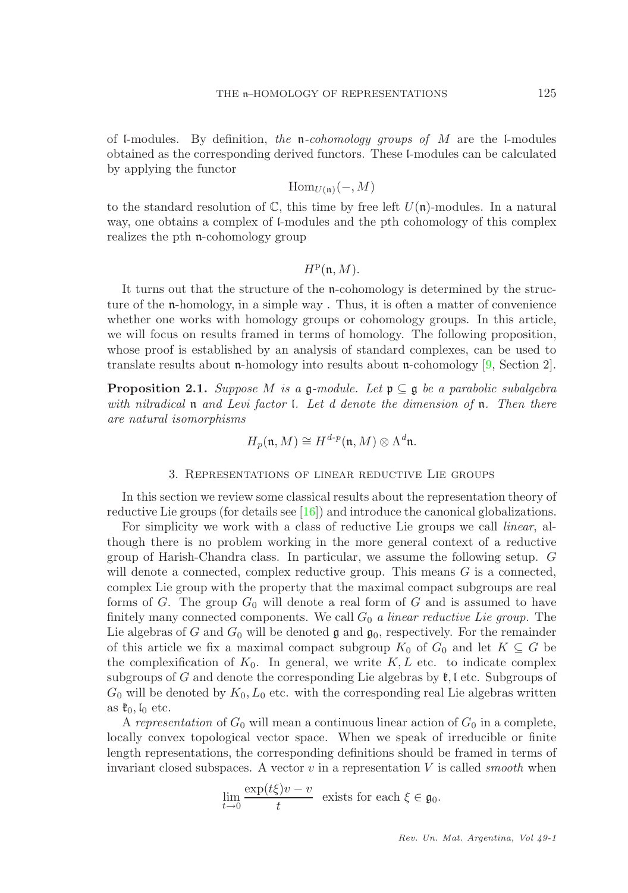of $\mathfrak{l}$-modules. By definition, *the* $\mathfrak{n}$*-cohomology groups of* $M$ are the $\mathfrak{l}$-modules obtained as the corresponding derived functors. These $\mathfrak{l}$-modules can be calculated by applying the functor

$$\mathrm{Hom}_{U(\mathfrak{n})}(-, M)$$

to the standard resolution of $\mathbb{C}$, this time by free left $U(\mathfrak{n})$-modules. In a natural way, one obtains a complex of $\mathfrak{l}$-modules and the pth cohomology of this complex realizes the pth $\mathfrak{n}$-cohomology group

$$H^{\mathrm{p}}(\mathfrak{n}, M).$$

It turns out that the structure of the $\mathfrak{n}$-cohomology is determined by the structure of the $\mathfrak{n}$-homology, in a simple way . Thus, it is often a matter of convenience whether one works with homology groups or cohomology groups. In this article, we will focus on results framed in terms of homology. The following proposition, whose proof is established by an analysis of standard complexes, can be used to translate results about $\mathfrak{n}$-homology into results about $\mathfrak{n}$-cohomology [9, Section 2].

**Proposition 2.1.** *Suppose $M$ is a $\mathfrak{g}$-module. Let $\mathfrak{p} \subseteq \mathfrak{g}$ be a parabolic subalgebra with nilradical $\mathfrak{n}$ and Levi factor $\mathfrak{l}$. Let $d$ denote the dimension of $\mathfrak{n}$. Then there are natural isomorphisms*

$$H_p(\mathfrak{n}, M) \cong H^{d\text{-}p}(\mathfrak{n}, M) \otimes \Lambda^d \mathfrak{n}.$$

## 3. Representations of linear reductive Lie groups

In this section we review some classical results about the representation theory of reductive Lie groups (for details see [16]) and introduce the canonical globalizations.

For simplicity we work with a class of reductive Lie groups we call *linear*, although there is no problem working in the more general context of a reductive group of Harish-Chandra class. In particular, we assume the following setup. $G$ will denote a connected, complex reductive group. This means $G$ is a connected, complex Lie group with the property that the maximal compact subgroups are real forms of $G$. The group $G_0$ will denote a real form of $G$ and is assumed to have finitely many connected components. We call $G_0$ *a linear reductive Lie group.* The Lie algebras of $G$ and $G_0$ will be denoted $\mathfrak{g}$ and $\mathfrak{g}_0$, respectively. For the remainder of this article we fix a maximal compact subgroup $K_0$ of $G_0$ and let $K \subseteq G$ be the complexification of $K_0$. In general, we write $K, L$ etc. to indicate complex subgroups of $G$ and denote the corresponding Lie algebras by $\mathfrak{k}, \mathfrak{l}$ etc. Subgroups of $G_0$ will be denoted by $K_0, L_0$ etc. with the corresponding real Lie algebras written as $\mathfrak{k}_0, \mathfrak{l}_0$ etc.

A *representation* of $G_0$ will mean a continuous linear action of $G_0$ in a complete, locally convex topological vector space. When we speak of irreducible or finite length representations, the corresponding definitions should be framed in terms of invariant closed subspaces. A vector $v$ in a representation $V$ is called *smooth* when

$$\lim_{t \to 0} \frac{\exp(t\xi)v - v}{t} \quad \text{exists for each } \xi \in \mathfrak{g}_0.$$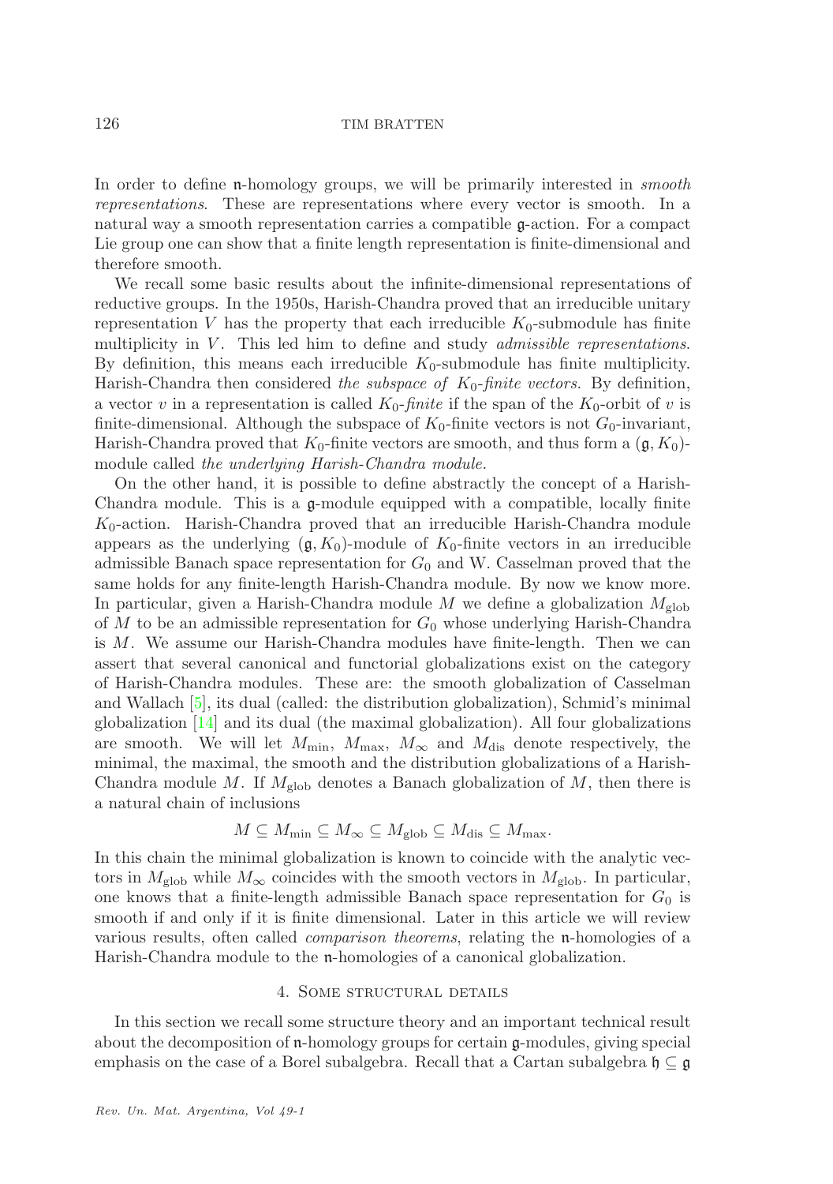In order to define $\mathfrak{n}$-homology groups, we will be primarily interested in *smooth representations*. These are representations where every vector is smooth. In a natural way a smooth representation carries a compatible $\mathfrak{g}$-action. For a compact Lie group one can show that a finite length representation is finite-dimensional and therefore smooth.

We recall some basic results about the infinite-dimensional representations of reductive groups. In the 1950s, Harish-Chandra proved that an irreducible unitary representation $V$ has the property that each irreducible $K_0$-submodule has finite multiplicity in $V$. This led him to define and study *admissible representations*. By definition, this means each irreducible $K_0$-submodule has finite multiplicity. Harish-Chandra then considered *the subspace of $K_0$-finite vectors.* By definition, a vector $v$ in a representation is called $K_0$-*finite* if the span of the $K_0$-orbit of $v$ is finite-dimensional. Although the subspace of $K_0$-finite vectors is not $G_0$-invariant, Harish-Chandra proved that $K_0$-finite vectors are smooth, and thus form a $(\mathfrak{g}, K_0)$-module called *the underlying Harish-Chandra module.*

On the other hand, it is possible to define abstractly the concept of a Harish-Chandra module. This is a $\mathfrak{g}$-module equipped with a compatible, locally finite $K_0$-action. Harish-Chandra proved that an irreducible Harish-Chandra module appears as the underlying $(\mathfrak{g}, K_0)$-module of $K_0$-finite vectors in an irreducible admissible Banach space representation for $G_0$ and W. Casselman proved that the same holds for any finite-length Harish-Chandra module. By now we know more. In particular, given a Harish-Chandra module $M$ we define a globalization $M_{\text{glob}}$ of $M$ to be an admissible representation for $G_0$ whose underlying Harish-Chandra is $M$. We assume our Harish-Chandra modules have finite-length. Then we can assert that several canonical and functorial globalizations exist on the category of Harish-Chandra modules. These are: the smooth globalization of Casselman and Wallach [5], its dual (called: the distribution globalization), Schmid's minimal globalization [14] and its dual (the maximal globalization). All four globalizations are smooth. We will let $M_{\min}$, $M_{\max}$, $M_{\infty}$ and $M_{\text{dis}}$ denote respectively, the minimal, the maximal, the smooth and the distribution globalizations of a Harish-Chandra module $M$. If $M_{\text{glob}}$ denotes a Banach globalization of $M$, then there is a natural chain of inclusions

$$M \subseteq M_{\min} \subseteq M_{\infty} \subseteq M_{\text{glob}} \subseteq M_{\text{dis}} \subseteq M_{\max}.$$

In this chain the minimal globalization is known to coincide with the analytic vectors in $M_{\text{glob}}$ while $M_{\infty}$ coincides with the smooth vectors in $M_{\text{glob}}$. In particular, one knows that a finite-length admissible Banach space representation for $G_0$ is smooth if and only if it is finite dimensional. Later in this article we will review various results, often called *comparison theorems*, relating the $\mathfrak{n}$-homologies of a Harish-Chandra module to the $\mathfrak{n}$-homologies of a canonical globalization.

## 4. Some structural details

In this section we recall some structure theory and an important technical result about the decomposition of $\mathfrak{n}$-homology groups for certain $\mathfrak{g}$-modules, giving special emphasis on the case of a Borel subalgebra. Recall that a Cartan subalgebra $\mathfrak{h} \subseteq \mathfrak{g}$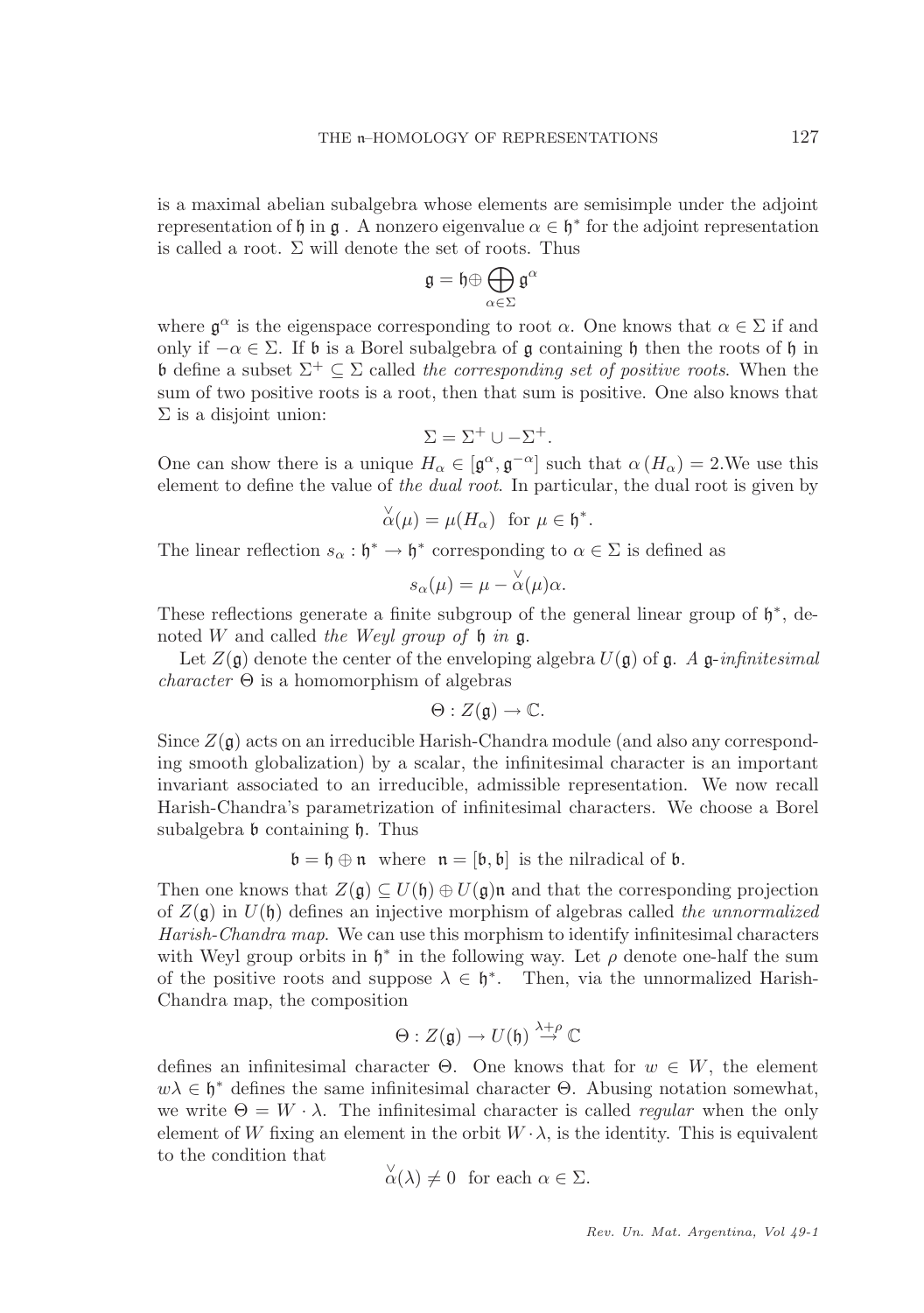is a maximal abelian subalgebra whose elements are semisimple under the adjoint representation of $\mathfrak{h}$ in $\mathfrak{g}$ . A nonzero eigenvalue $\alpha \in \mathfrak{h}^*$ for the adjoint representation is called a root. $\Sigma$ will denote the set of roots. Thus

$$\mathfrak{g} = \mathfrak{h} \oplus \bigoplus_{\alpha \in \Sigma} \mathfrak{g}^{\alpha}$$

where $\mathfrak{g}^{\alpha}$ is the eigenspace corresponding to root $\alpha$. One knows that $\alpha \in \Sigma$ if and only if $-\alpha \in \Sigma$. If $\mathfrak{b}$ is a Borel subalgebra of $\mathfrak{g}$ containing $\mathfrak{h}$ then the roots of $\mathfrak{h}$ in $\mathfrak{b}$ define a subset $\Sigma^+ \subseteq \Sigma$ called *the corresponding set of positive roots*. When the sum of two positive roots is a root, then that sum is positive. One also knows that $\Sigma$ is a disjoint union:

$$\Sigma = \Sigma^+ \cup -\Sigma^+.$$

One can show there is a unique $H_{\alpha} \in [\mathfrak{g}^{\alpha}, \mathfrak{g}^{-\alpha}]$ such that $\alpha(H_{\alpha}) = 2$.We use this element to define the value of *the dual root*. In particular, the dual root is given by

$$\overset{\vee}{\alpha}(\mu) = \mu(H_{\alpha}) \text{ for } \mu \in \mathfrak{h}^*.$$

The linear reflection $s_{\alpha} : \mathfrak{h}^* \to \mathfrak{h}^*$ corresponding to $\alpha \in \Sigma$ is defined as

$$s_{\alpha}(\mu) = \mu - \overset{\vee}{\alpha}(\mu)\alpha.$$

These reflections generate a finite subgroup of the general linear group of $\mathfrak{h}^*$, denoted $W$ and called *the Weyl group of* $\mathfrak{h}$ *in* $\mathfrak{g}$.

Let $Z(\mathfrak{g})$ denote the center of the enveloping algebra $U(\mathfrak{g})$ of $\mathfrak{g}$. *A* $\mathfrak{g}$*-infinitesimal character* $\Theta$ is a homomorphism of algebras

$$\Theta : Z(\mathfrak{g}) \to \mathbb{C}.$$

Since $Z(\mathfrak{g})$ acts on an irreducible Harish-Chandra module (and also any corresponding smooth globalization) by a scalar, the infinitesimal character is an important invariant associated to an irreducible, admissible representation. We now recall Harish-Chandra's parametrization of infinitesimal characters. We choose a Borel subalgebra $\mathfrak{b}$ containing $\mathfrak{h}$. Thus

$$\mathfrak{b} = \mathfrak{h} \oplus \mathfrak{n} \text{ where } \mathfrak{n} = [\mathfrak{b}, \mathfrak{b}] \text{ is the nilradical of } \mathfrak{b}.$$

Then one knows that $Z(\mathfrak{g}) \subseteq U(\mathfrak{h}) \oplus U(\mathfrak{g})\mathfrak{n}$ and that the corresponding projection of $Z(\mathfrak{g})$ in $U(\mathfrak{h})$ defines an injective morphism of algebras called *the unnormalized Harish-Chandra map*. We can use this morphism to identify infinitesimal characters with Weyl group orbits in $\mathfrak{h}^*$ in the following way. Let $\rho$ denote one-half the sum of the positive roots and suppose $\lambda \in \mathfrak{h}^*$. Then, via the unnormalized Harish-Chandra map, the composition

$$\Theta : Z(\mathfrak{g}) \to U(\mathfrak{h}) \overset{\lambda+\rho}{\to} \mathbb{C}$$

defines an infinitesimal character $\Theta$. One knows that for $w \in W$, the element $w\lambda \in \mathfrak{h}^*$ defines the same infinitesimal character $\Theta$. Abusing notation somewhat, we write $\Theta = W \cdot \lambda$. The infinitesimal character is called *regular* when the only element of $W$ fixing an element in the orbit $W \cdot \lambda$, is the identity. This is equivalent to the condition that

$$\overset{\vee}{\alpha}(\lambda) \neq 0 \text{ for each } \alpha \in \Sigma.$$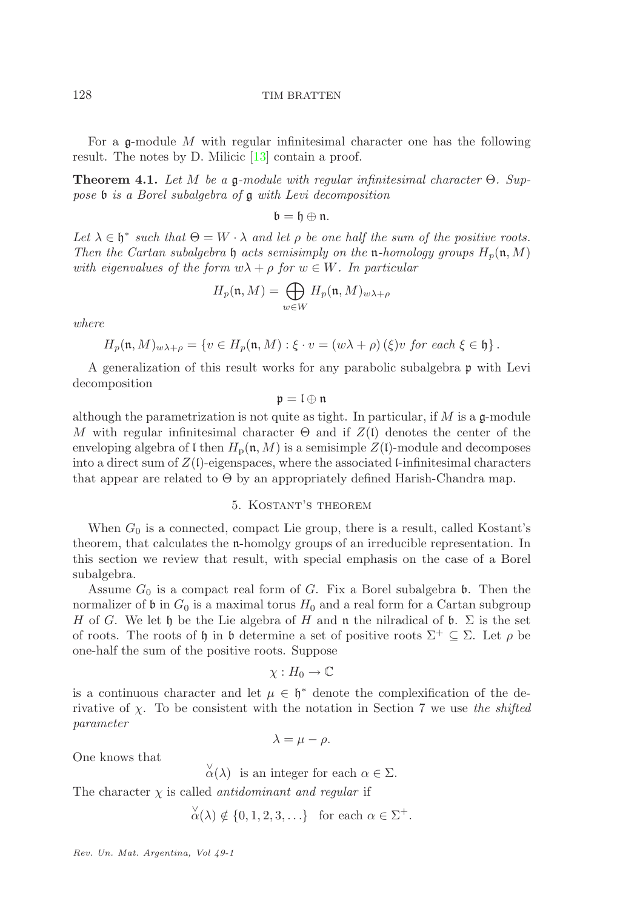For a $\mathfrak{g}$-module $M$ with regular infinitesimal character one has the following result. The notes by D. Milicic [13] contain a proof.

**Theorem 4.1.** *Let $M$ be a $\mathfrak{g}$-module with regular infinitesimal character $\Theta$. Suppose $\mathfrak{b}$ is a Borel subalgebra of $\mathfrak{g}$ with Levi decomposition*

$$\mathfrak{b} = \mathfrak{h} \oplus \mathfrak{n}.$$

*Let $\lambda \in \mathfrak{h}^*$ such that $\Theta = W \cdot \lambda$ and let $\rho$ be one half the sum of the positive roots. Then the Cartan subalgebra $\mathfrak{h}$ acts semisimply on the $\mathfrak{n}$-homology groups $H_p(\mathfrak{n}, M)$ with eigenvalues of the form $w\lambda + \rho$ for $w \in W$. In particular*

$$H_p(\mathfrak{n}, M) = \bigoplus_{w \in W} H_p(\mathfrak{n}, M)_{w\lambda+\rho}$$

*where*

$$H_p(\mathfrak{n}, M)_{w\lambda+\rho} = \{v \in H_p(\mathfrak{n}, M) : \xi \cdot v = (w\lambda + \rho)(\xi)v \text{ for each } \xi \in \mathfrak{h}\}.$$

A generalization of this result works for any parabolic subalgebra $\mathfrak{p}$ with Levi decomposition

$$\mathfrak{p} = \mathfrak{l} \oplus \mathfrak{n}$$

although the parametrization is not quite as tight. In particular, if $M$ is a $\mathfrak{g}$-module $M$ with regular infinitesimal character $\Theta$ and if $Z(\mathfrak{l})$ denotes the center of the enveloping algebra of $\mathfrak{l}$ then $H_p(\mathfrak{n}, M)$ is a semisimple $Z(\mathfrak{l})$-module and decomposes into a direct sum of $Z(\mathfrak{l})$-eigenspaces, where the associated $\mathfrak{l}$-infinitesimal characters that appear are related to $\Theta$ by an appropriately defined Harish-Chandra map.

## 5. Kostant's theorem

When $G_0$ is a connected, compact Lie group, there is a result, called Kostant's theorem, that calculates the $\mathfrak{n}$-homolgy groups of an irreducible representation. In this section we review that result, with special emphasis on the case of a Borel subalgebra.

Assume $G_0$ is a compact real form of $G$. Fix a Borel subalgebra $\mathfrak{b}$. Then the normalizer of $\mathfrak{b}$ in $G_0$ is a maximal torus $H_0$ and a real form for a Cartan subgroup $H$ of $G$. We let $\mathfrak{h}$ be the Lie algebra of $H$ and $\mathfrak{n}$ the nilradical of $\mathfrak{b}$. $\Sigma$ is the set of roots. The roots of $\mathfrak{h}$ in $\mathfrak{b}$ determine a set of positive roots $\Sigma^+ \subseteq \Sigma$. Let $\rho$ be one-half the sum of the positive roots. Suppose

$$\chi : H_0 \to \mathbb{C}$$

is a continuous character and let $\mu \in \mathfrak{h}^*$ denote the complexification of the derivative of $\chi$. To be consistent with the notation in Section 7 we use *the shifted parameter*

$$\lambda = \mu - \rho.$$

One knows that

$$\overset{\vee}{\alpha}(\lambda) \text{ is an integer for each } \alpha \in \Sigma.$$

The character $\chi$ is called *antidominant and regular* if

$$\overset{\vee}{\alpha}(\lambda) \notin \{0, 1, 2, 3, \ldots\} \quad \text{for each } \alpha \in \Sigma^+.$$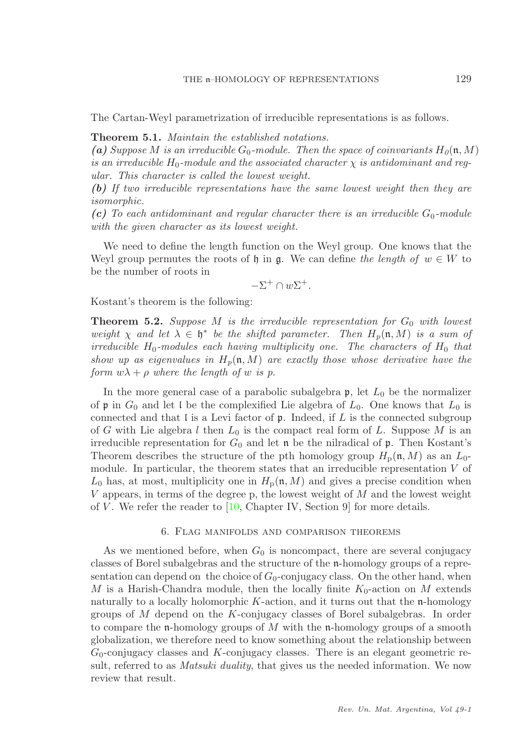The Cartan-Weyl parametrization of irreducible representations is as follows.

**Theorem 5.1.** *Maintain the established notations.*
***(a)*** *Suppose $M$ is an irreducible $G_0$-module. Then the space of coinvariants $H_0(\mathfrak{n}, M)$ is an irreducible $H_0$-module and the associated character $\chi$ is antidominant and regular. This character is called the lowest weight.*
***(b)*** *If two irreducible representations have the same lowest weight then they are isomorphic.*
***(c)*** *To each antidominant and regular character there is an irreducible $G_0$-module with the given character as its lowest weight.*

We need to define the length function on the Weyl group. One knows that the Weyl group permutes the roots of $\mathfrak{h}$ in $\mathfrak{g}$. We can define *the length of* $w \in W$ to be the number of roots in

$$-\Sigma^+ \cap w\Sigma^+.$$

Kostant's theorem is the following:

**Theorem 5.2.** *Suppose $M$ is the irreducible representation for $G_0$ with lowest weight $\chi$ and let $\lambda \in \mathfrak{h}^*$ be the shifted parameter. Then $H_p(\mathfrak{n}, M)$ is a sum of irreducible $H_0$-modules each having multiplicity one. The characters of $H_0$ that show up as eigenvalues in $H_p(\mathfrak{n}, M)$ are exactly those whose derivative have the form $w\lambda + \rho$ where the length of $w$ is $p$.*

In the more general case of a parabolic subalgebra $\mathfrak{p}$, let $L_0$ be the normalizer of $\mathfrak{p}$ in $G_0$ and let $\mathfrak{l}$ be the complexified Lie algebra of $L_0$. One knows that $L_0$ is connected and that $\mathfrak{l}$ is a Levi factor of $\mathfrak{p}$. Indeed, if $L$ is the connected subgroup of $G$ with Lie algebra $l$ then $L_0$ is the compact real form of $L$. Suppose $M$ is an irreducible representation for $G_0$ and let $\mathfrak{n}$ be the nilradical of $\mathfrak{p}$. Then Kostant's Theorem describes the structure of the pth homology group $H_{\mathrm{p}}(\mathfrak{n}, M)$ as an $L_0$-module. In particular, the theorem states that an irreducible representation $V$ of $L_0$ has, at most, multiplicity one in $H_{\mathrm{p}}(\mathfrak{n}, M)$ and gives a precise condition when $V$ appears, in terms of the degree p, the lowest weight of $M$ and the lowest weight of $V$. We refer the reader to [10, Chapter IV, Section 9] for more details.

## 6. Flag manifolds and comparison theorems

As we mentioned before, when $G_0$ is noncompact, there are several conjugacy classes of Borel subalgebras and the structure of the $\mathfrak{n}$-homology groups of a representation can depend on the choice of $G_0$-conjugacy class. On the other hand, when $M$ is a Harish-Chandra module, then the locally finite $K_0$-action on $M$ extends naturally to a locally holomorphic $K$-action, and it turns out that the $\mathfrak{n}$-homology groups of $M$ depend on the $K$-conjugacy classes of Borel subalgebras. In order to compare the $\mathfrak{n}$-homology groups of $M$ with the $\mathfrak{n}$-homology groups of a smooth globalization, we therefore need to know something about the relationship between $G_0$-conjugacy classes and $K$-conjugacy classes. There is an elegant geometric result, referred to as *Matsuki duality*, that gives us the needed information. We now review that result.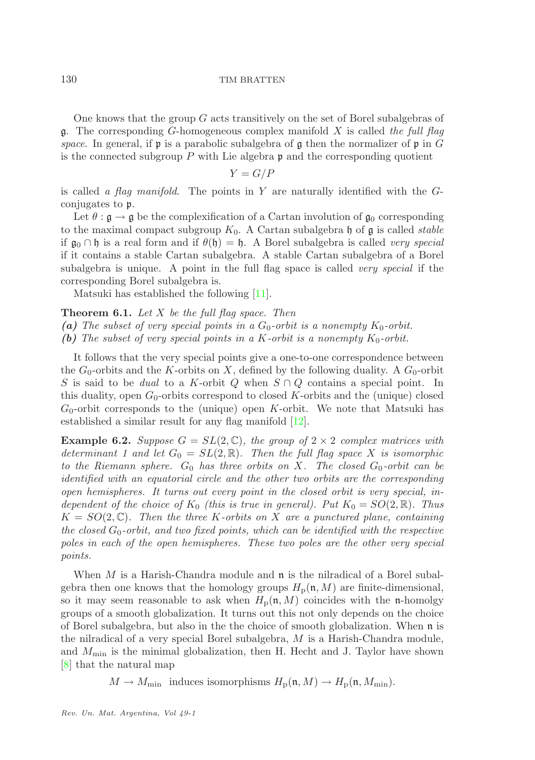One knows that the group $G$ acts transitively on the set of Borel subalgebras of $\mathfrak{g}$. The corresponding $G$-homogeneous complex manifold $X$ is called *the full flag space*. In general, if $\mathfrak{p}$ is a parabolic subalgebra of $\mathfrak{g}$ then the normalizer of $\mathfrak{p}$ in $G$ is the connected subgroup $P$ with Lie algebra $\mathfrak{p}$ and the corresponding quotient

$$Y = G/P$$

is called *a flag manifold*. The points in $Y$ are naturally identified with the $G$-conjugates to $\mathfrak{p}$.

Let $\theta : \mathfrak{g} \to \mathfrak{g}$ be the complexification of a Cartan involution of $\mathfrak{g}_0$ corresponding to the maximal compact subgroup $K_0$. A Cartan subalgebra $\mathfrak{h}$ of $\mathfrak{g}$ is called *stable* if $\mathfrak{g}_0 \cap \mathfrak{h}$ is a real form and if $\theta(\mathfrak{h}) = \mathfrak{h}$. A Borel subalgebra is called *very special* if it contains a stable Cartan subalgebra. A stable Cartan subalgebra of a Borel subalgebra is unique. A point in the full flag space is called *very special* if the corresponding Borel subalgebra is.

Matsuki has established the following [11].

**Theorem 6.1.** *Let $X$ be the full flag space. Then*
***(a)*** *The subset of very special points in a $G_0$-orbit is a nonempty $K_0$-orbit.*
***(b)*** *The subset of very special points in a $K$-orbit is a nonempty $K_0$-orbit.*

It follows that the very special points give a one-to-one correspondence between the $G_0$-orbits and the $K$-orbits on $X$, defined by the following duality. A $G_0$-orbit $S$ is said to be *dual* to a $K$-orbit $Q$ when $S \cap Q$ contains a special point. In this duality, open $G_0$-orbits correspond to closed $K$-orbits and the (unique) closed $G_0$-orbit corresponds to the (unique) open $K$-orbit. We note that Matsuki has established a similar result for any flag manifold [12].

**Example 6.2.** *Suppose $G = SL(2, \mathbb{C})$, the group of $2 \times 2$ complex matrices with determinant 1 and let $G_0 = SL(2, \mathbb{R})$. Then the full flag space $X$ is isomorphic to the Riemann sphere. $G_0$ has three orbits on $X$. The closed $G_0$-orbit can be identified with an equatorial circle and the other two orbits are the corresponding open hemispheres. It turns out every point in the closed orbit is very special, independent of the choice of $K_0$ (this is true in general). Put $K_0 = SO(2, \mathbb{R})$. Thus $K = SO(2, \mathbb{C})$. Then the three $K$-orbits on $X$ are a punctured plane, containing the closed $G_0$-orbit, and two fixed points, which can be identified with the respective poles in each of the open hemispheres. These two poles are the other very special points.*

When $M$ is a Harish-Chandra module and $\mathfrak{n}$ is the nilradical of a Borel subalgebra then one knows that the homology groups $H_{\mathrm{p}}(\mathfrak{n}, M)$ are finite-dimensional, so it may seem reasonable to ask when $H_{\mathrm{p}}(\mathfrak{n}, M)$ coincides with the $\mathfrak{n}$-homolgy groups of a smooth globalization. It turns out this not only depends on the choice of Borel subalgebra, but also in the the choice of smooth globalization. When $\mathfrak{n}$ is the nilradical of a very special Borel subalgebra, $M$ is a Harish-Chandra module, and $M_{\min}$ is the minimal globalization, then H. Hecht and J. Taylor have shown [8] that the natural map

$$M \to M_{\min} \text{ induces isomorphisms } H_{\mathrm{p}}(\mathfrak{n}, M) \to H_{\mathrm{p}}(\mathfrak{n}, M_{\min}).$$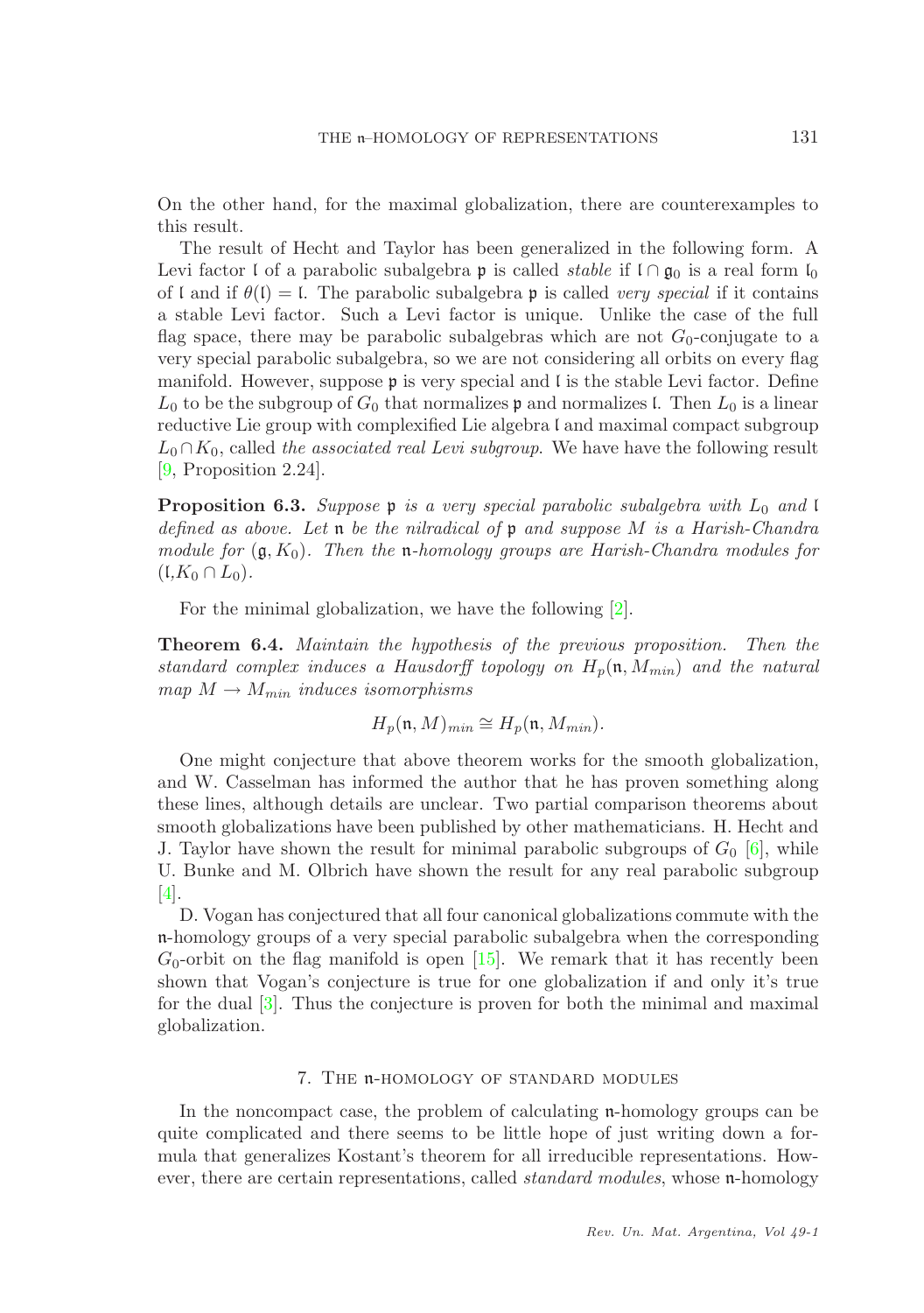On the other hand, for the maximal globalization, there are counterexamples to this result.

The result of Hecht and Taylor has been generalized in the following form. A Levi factor $\mathfrak{l}$ of a parabolic subalgebra $\mathfrak{p}$ is called *stable* if $\mathfrak{l} \cap \mathfrak{g}_0$ is a real form $\mathfrak{l}_0$ of $\mathfrak{l}$ and if $\theta(\mathfrak{l}) = \mathfrak{l}$. The parabolic subalgebra $\mathfrak{p}$ is called *very special* if it contains a stable Levi factor. Such a Levi factor is unique. Unlike the case of the full flag space, there may be parabolic subalgebras which are not $G_0$-conjugate to a very special parabolic subalgebra, so we are not considering all orbits on every flag manifold. However, suppose $\mathfrak{p}$ is very special and $\mathfrak{l}$ is the stable Levi factor. Define $L_0$ to be the subgroup of $G_0$ that normalizes $\mathfrak{p}$ and normalizes $\mathfrak{l}$. Then $L_0$ is a linear reductive Lie group with complexified Lie algebra $\mathfrak{l}$ and maximal compact subgroup $L_0 \cap K_0$, called *the associated real Levi subgroup*. We have have the following result [9, Proposition 2.24].

**Proposition 6.3.** *Suppose $\mathfrak{p}$ is a very special parabolic subalgebra with $L_0$ and $\mathfrak{l}$ defined as above. Let $\mathfrak{n}$ be the nilradical of $\mathfrak{p}$ and suppose $M$ is a Harish-Chandra module for $(\mathfrak{g}, K_0)$. Then the $\mathfrak{n}$-homology groups are Harish-Chandra modules for $(\mathfrak{l}, K_0 \cap L_0)$.*

For the minimal globalization, we have the following [2].

**Theorem 6.4.** *Maintain the hypothesis of the previous proposition. Then the standard complex induces a Hausdorff topology on $H_p(\mathfrak{n}, M_{min})$ and the natural map $M \to M_{min}$ induces isomorphisms*

$$H_p(\mathfrak{n}, M)_{min} \cong H_p(\mathfrak{n}, M_{min}).$$

One might conjecture that above theorem works for the smooth globalization, and W. Casselman has informed the author that he has proven something along these lines, although details are unclear. Two partial comparison theorems about smooth globalizations have been published by other mathematicians. H. Hecht and J. Taylor have shown the result for minimal parabolic subgroups of $G_0$ [6], while U. Bunke and M. Olbrich have shown the result for any real parabolic subgroup [4].

D. Vogan has conjectured that all four canonical globalizations commute with the $\mathfrak{n}$-homology groups of a very special parabolic subalgebra when the corresponding $G_0$-orbit on the flag manifold is open [15]. We remark that it has recently been shown that Vogan's conjecture is true for one globalization if and only it's true for the dual [3]. Thus the conjecture is proven for both the minimal and maximal globalization.

## 7. The $\mathfrak{n}$-homology of standard modules

In the noncompact case, the problem of calculating $\mathfrak{n}$-homology groups can be quite complicated and there seems to be little hope of just writing down a formula that generalizes Kostant's theorem for all irreducible representations. However, there are certain representations, called *standard modules*, whose $\mathfrak{n}$-homology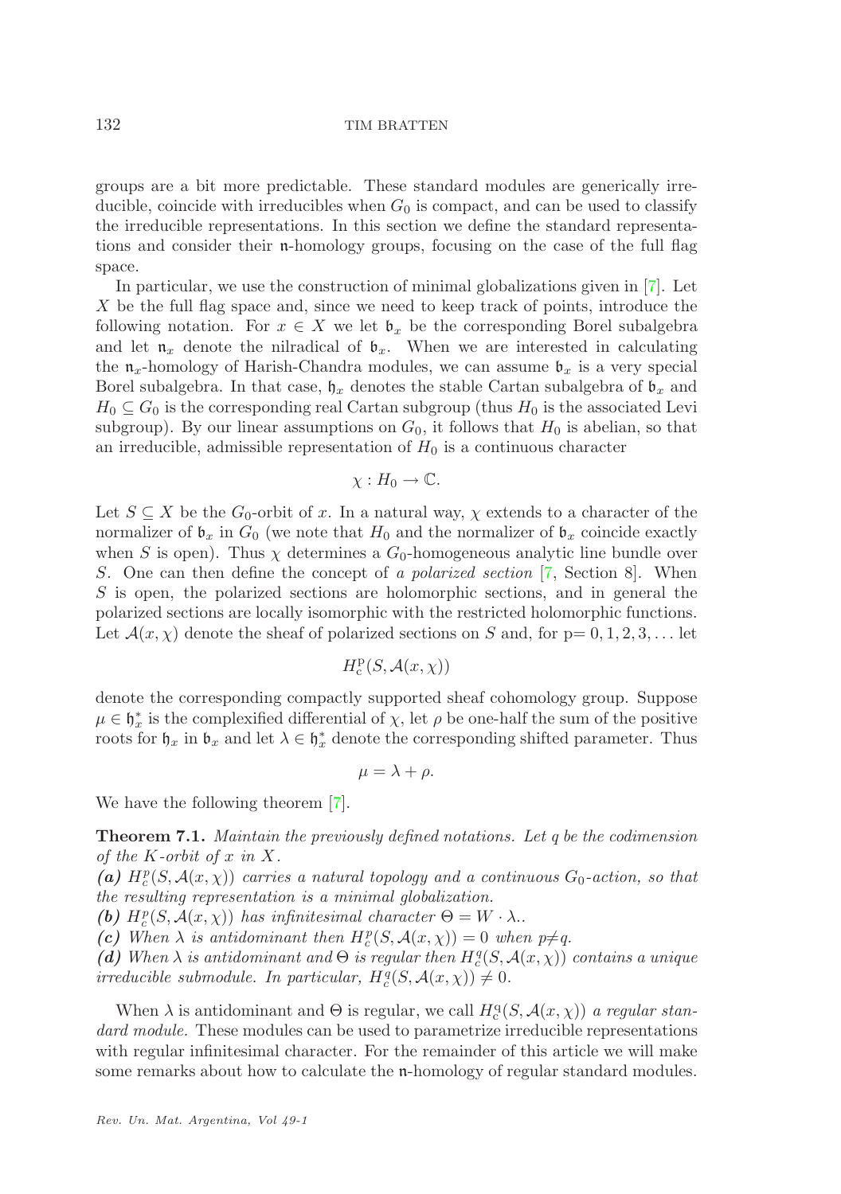groups are a bit more predictable. These standard modules are generically irreducible, coincide with irreducibles when $G_0$ is compact, and can be used to classify the irreducible representations. In this section we define the standard representations and consider their $\mathfrak{n}$-homology groups, focusing on the case of the full flag space.

In particular, we use the construction of minimal globalizations given in [7]. Let $X$ be the full flag space and, since we need to keep track of points, introduce the following notation. For $x \in X$ we let $\mathfrak{b}_x$ be the corresponding Borel subalgebra and let $\mathfrak{n}_x$ denote the nilradical of $\mathfrak{b}_x$. When we are interested in calculating the $\mathfrak{n}_x$-homology of Harish-Chandra modules, we can assume $\mathfrak{b}_x$ is a very special Borel subalgebra. In that case, $\mathfrak{h}_x$ denotes the stable Cartan subalgebra of $\mathfrak{b}_x$ and $H_0 \subseteq G_0$ is the corresponding real Cartan subgroup (thus $H_0$ is the associated Levi subgroup). By our linear assumptions on $G_0$, it follows that $H_0$ is abelian, so that an irreducible, admissible representation of $H_0$ is a continuous character

$$\chi : H_0 \to \mathbb{C}.$$

Let $S \subseteq X$ be the $G_0$-orbit of $x$. In a natural way, $\chi$ extends to a character of the normalizer of $\mathfrak{b}_x$ in $G_0$ (we note that $H_0$ and the normalizer of $\mathfrak{b}_x$ coincide exactly when $S$ is open). Thus $\chi$ determines a $G_0$-homogeneous analytic line bundle over $S$. One can then define the concept of *a polarized section* [7, Section 8]. When $S$ is open, the polarized sections are holomorphic sections, and in general the polarized sections are locally isomorphic with the restricted holomorphic functions. Let $\mathcal{A}(x, \chi)$ denote the sheaf of polarized sections on $S$ and, for p$= 0, 1, 2, 3, \ldots$ let

$$H_c^{\mathrm{p}}(S, \mathcal{A}(x, \chi))$$

denote the corresponding compactly supported sheaf cohomology group. Suppose $\mu \in \mathfrak{h}_x^*$ is the complexified differential of $\chi$, let $\rho$ be one-half the sum of the positive roots for $\mathfrak{h}_x$ in $\mathfrak{b}_x$ and let $\lambda \in \mathfrak{h}_x^*$ denote the corresponding shifted parameter. Thus

$$\mu = \lambda + \rho.$$

We have the following theorem [7].

**Theorem 7.1.** *Maintain the previously defined notations. Let $q$ be the codimension of the $K$-orbit of $x$ in $X$.*

***(a)*** *$H_c^p(S, \mathcal{A}(x, \chi))$ carries a natural topology and a continuous $G_0$-action, so that the resulting representation is a minimal globalization.*

***(b)*** *$H_c^p(S, \mathcal{A}(x, \chi))$ has infinitesimal character $\Theta = W \cdot \lambda$..*

***(c)*** *When $\lambda$ is antidominant then $H_c^p(S, \mathcal{A}(x, \chi)) = 0$ when $p \neq q$.*

***(d)*** *When $\lambda$ is antidominant and $\Theta$ is regular then $H_c^q(S, \mathcal{A}(x, \chi))$ contains a unique irreducible submodule. In particular, $H_c^q(S, \mathcal{A}(x, \chi)) \neq 0$.*

When $\lambda$ is antidominant and $\Theta$ is regular, we call $H_c^{\mathrm{q}}(S, \mathcal{A}(x, \chi))$ *a regular standard module.* These modules can be used to parametrize irreducible representations with regular infinitesimal character. For the remainder of this article we will make some remarks about how to calculate the $\mathfrak{n}$-homology of regular standard modules.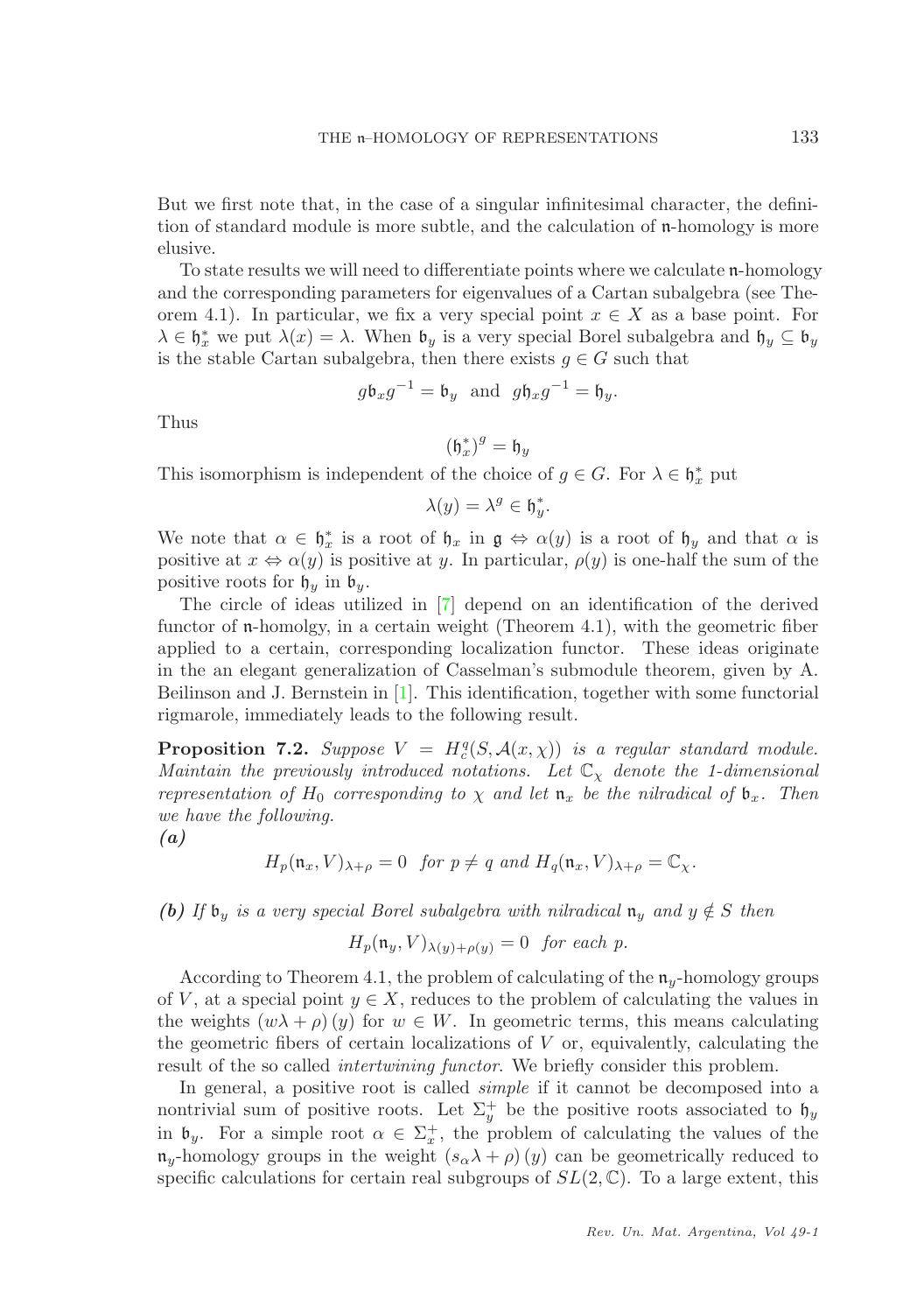But we first note that, in the case of a singular infinitesimal character, the definition of standard module is more subtle, and the calculation of $\mathfrak{n}$-homology is more elusive.

To state results we will need to differentiate points where we calculate $\mathfrak{n}$-homology and the corresponding parameters for eigenvalues of a Cartan subalgebra (see Theorem 4.1). In particular, we fix a very special point $x \in X$ as a base point. For $\lambda \in \mathfrak{h}_x^*$ we put $\lambda(x) = \lambda$. When $\mathfrak{b}_y$ is a very special Borel subalgebra and $\mathfrak{h}_y \subseteq \mathfrak{b}_y$ is the stable Cartan subalgebra, then there exists $g \in G$ such that

$$g\mathfrak{b}_x g^{-1} = \mathfrak{b}_y \text{ and } g\mathfrak{h}_x g^{-1} = \mathfrak{h}_y.$$

Thus

$$(\mathfrak{h}_x^*)^g = \mathfrak{h}_y$$

This isomorphism is independent of the choice of $g \in G$. For $\lambda \in \mathfrak{h}_x^*$ put

$$\lambda(y) = \lambda^g \in \mathfrak{h}_y^*.$$

We note that $\alpha \in \mathfrak{h}_x^*$ is a root of $\mathfrak{h}_x$ in $\mathfrak{g} \Leftrightarrow \alpha(y)$ is a root of $\mathfrak{h}_y$ and that $\alpha$ is positive at $x \Leftrightarrow \alpha(y)$ is positive at $y$. In particular, $\rho(y)$ is one-half the sum of the positive roots for $\mathfrak{h}_y$ in $\mathfrak{b}_y$.

The circle of ideas utilized in [7] depend on an identification of the derived functor of $\mathfrak{n}$-homolgy, in a certain weight (Theorem 4.1), with the geometric fiber applied to a certain, corresponding localization functor. These ideas originate in the an elegant generalization of Casselman's submodule theorem, given by A. Beilinson and J. Bernstein in [1]. This identification, together with some functorial rigmarole, immediately leads to the following result.

**Proposition 7.2.** *Suppose $V = H_c^q(S, \mathcal{A}(x,\chi))$ is a regular standard module. Maintain the previously introduced notations. Let $\mathbb{C}_\chi$ denote the 1-dimensional representation of $H_0$ corresponding to $\chi$ and let $\mathfrak{n}_x$ be the nilradical of $\mathfrak{b}_x$. Then we have the following.*

***(a)***

$$H_p(\mathfrak{n}_x, V)_{\lambda+\rho} = 0 \text{ for } p \neq q \text{ and } H_q(\mathfrak{n}_x, V)_{\lambda+\rho} = \mathbb{C}_\chi.$$

***(b)*** *If $\mathfrak{b}_y$ is a very special Borel subalgebra with nilradical $\mathfrak{n}_y$ and $y \notin S$ then*

$$H_p(\mathfrak{n}_y, V)_{\lambda(y)+\rho(y)} = 0 \text{ for each } p.$$

According to Theorem 4.1, the problem of calculating of the $\mathfrak{n}_y$-homology groups of $V$, at a special point $y \in X$, reduces to the problem of calculating the values in the weights $(w\lambda + \rho)(y)$ for $w \in W$. In geometric terms, this means calculating the geometric fibers of certain localizations of $V$ or, equivalently, calculating the result of the so called *intertwining functor*. We briefly consider this problem.

In general, a positive root is called *simple* if it cannot be decomposed into a nontrivial sum of positive roots. Let $\Sigma_y^+$ be the positive roots associated to $\mathfrak{h}_y$ in $\mathfrak{b}_y$. For a simple root $\alpha \in \Sigma_x^+$, the problem of calculating the values of the $\mathfrak{n}_y$-homology groups in the weight $(s_\alpha\lambda + \rho)(y)$ can be geometrically reduced to specific calculations for certain real subgroups of $SL(2,\mathbb{C})$. To a large extent, this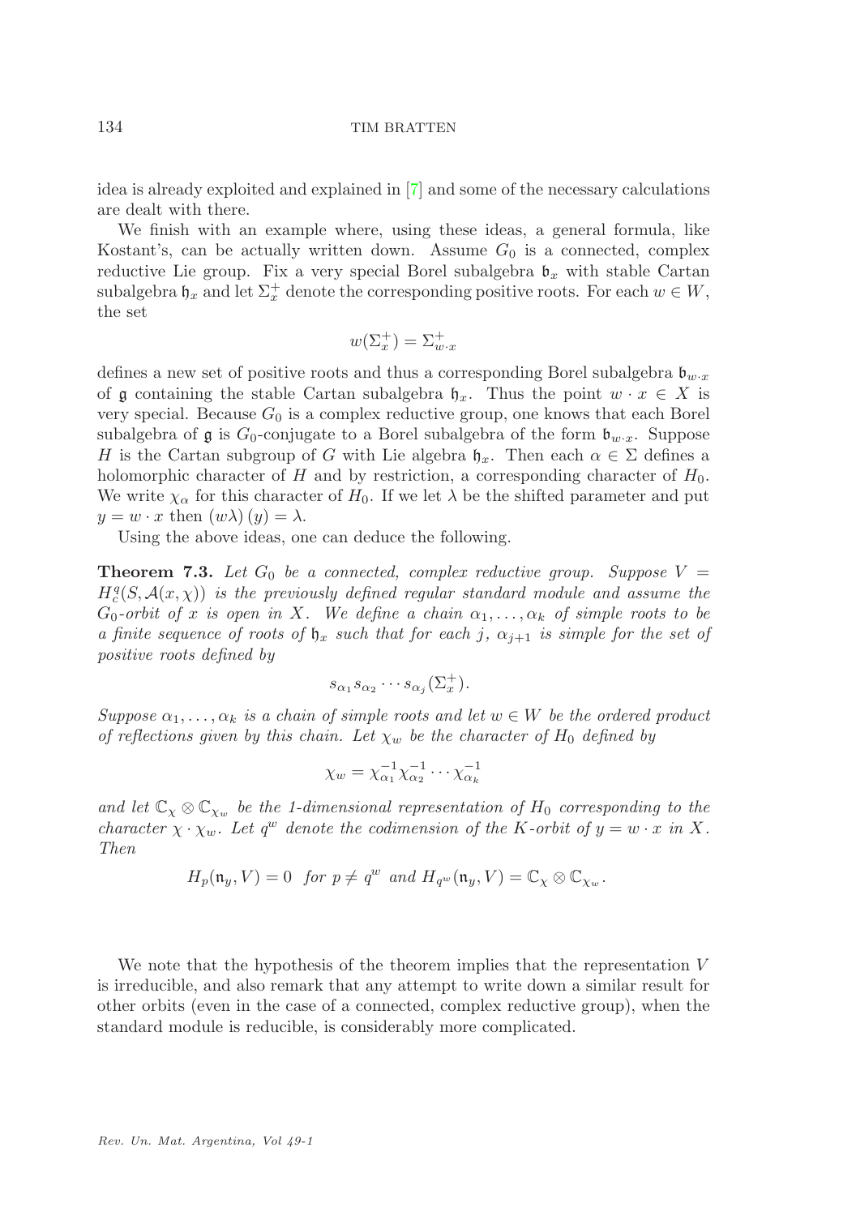idea is already exploited and explained in [7] and some of the necessary calculations are dealt with there.

We finish with an example where, using these ideas, a general formula, like Kostant's, can be actually written down. Assume $G_0$ is a connected, complex reductive Lie group. Fix a very special Borel subalgebra $\mathfrak{b}_x$ with stable Cartan subalgebra $\mathfrak{h}_x$ and let $\Sigma_x^+$ denote the corresponding positive roots. For each $w \in W$, the set

$$w(\Sigma_x^+) = \Sigma_{w \cdot x}^+$$

defines a new set of positive roots and thus a corresponding Borel subalgebra $\mathfrak{b}_{w \cdot x}$ of $\mathfrak{g}$ containing the stable Cartan subalgebra $\mathfrak{h}_x$. Thus the point $w \cdot x \in X$ is very special. Because $G_0$ is a complex reductive group, one knows that each Borel subalgebra of $\mathfrak{g}$ is $G_0$-conjugate to a Borel subalgebra of the form $\mathfrak{b}_{w \cdot x}$. Suppose $H$ is the Cartan subgroup of $G$ with Lie algebra $\mathfrak{h}_x$. Then each $\alpha \in \Sigma$ defines a holomorphic character of $H$ and by restriction, a corresponding character of $H_0$. We write $\chi_\alpha$ for this character of $H_0$. If we let $\lambda$ be the shifted parameter and put $y = w \cdot x$ then $(w\lambda)(y) = \lambda$.

Using the above ideas, one can deduce the following.

**Theorem 7.3.** *Let $G_0$ be a connected, complex reductive group. Suppose $V = H_c^q(S, \mathcal{A}(x, \chi))$ is the previously defined regular standard module and assume the $G_0$-orbit of $x$ is open in $X$. We define a chain $\alpha_1, \ldots, \alpha_k$ of simple roots to be a finite sequence of roots of $\mathfrak{h}_x$ such that for each $j$, $\alpha_{j+1}$ is simple for the set of positive roots defined by*

$$s_{\alpha_1} s_{\alpha_2} \cdots s_{\alpha_j}(\Sigma_x^+).$$

*Suppose $\alpha_1, \ldots, \alpha_k$ is a chain of simple roots and let $w \in W$ be the ordered product of reflections given by this chain. Let $\chi_w$ be the character of $H_0$ defined by*

$$\chi_w = \chi_{\alpha_1}^{-1} \chi_{\alpha_2}^{-1} \cdots \chi_{\alpha_k}^{-1}$$

*and let $\mathbb{C}_\chi \otimes \mathbb{C}_{\chi_w}$ be the 1-dimensional representation of $H_0$ corresponding to the character $\chi \cdot \chi_w$. Let $q^w$ denote the codimension of the $K$-orbit of $y = w \cdot x$ in $X$. Then*

$$H_p(\mathfrak{n}_y, V) = 0 \quad \text{for } p \neq q^w \text{ and } H_{q^w}(\mathfrak{n}_y, V) = \mathbb{C}_\chi \otimes \mathbb{C}_{\chi_w}.$$

We note that the hypothesis of the theorem implies that the representation $V$ is irreducible, and also remark that any attempt to write down a similar result for other orbits (even in the case of a connected, complex reductive group), when the standard module is reducible, is considerably more complicated.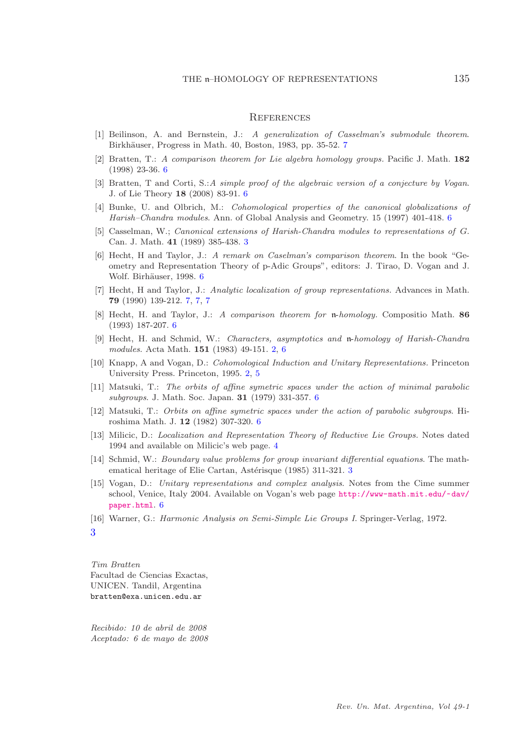## References

[1] Beilinson, A. and Bernstein, J.: *A generalization of Casselman's submodule theorem*. Birkhäuser, Progress in Math. 40, Boston, 1983, pp. 35-52. 7

[2] Bratten, T.: *A comparison theorem for Lie algebra homology groups.* Pacific J. Math. **182** (1998) 23-36. 6

[3] Bratten, T and Corti, S.:*A simple proof of the algebraic version of a conjecture by Vogan*. J. of Lie Theory **18** (2008) 83-91. 6

[4] Bunke, U. and Olbrich, M.: *Cohomological properties of the canonical globalizations of Harish–Chandra modules*. Ann. of Global Analysis and Geometry. 15 (1997) 401-418. 6

[5] Casselman, W.; *Canonical extensions of Harish-Chandra modules to representations of G*. Can. J. Math. **41** (1989) 385-438. 3

[6] Hecht, H and Taylor, J.: *A remark on Caselman's comparison theorem*. In the book "Geometry and Representation Theory of p-Adic Groups", editors: J. Tirao, D. Vogan and J. Wolf. Birhäuser, 1998. 6

[7] Hecht, H and Taylor, J.: *Analytic localization of group representations.* Advances in Math. **79** (1990) 139-212. 7, 7, 7

[8] Hecht, H. and Taylor, J.: *A comparison theorem for* $\mathfrak{n}$*-homology.* Compositio Math. **86** (1993) 187-207. 6

[9] Hecht, H. and Schmid, W.: *Characters, asymptotics and* $\mathfrak{n}$*-homology of Harish-Chandra modules.* Acta Math. **151** (1983) 49-151. 2, 6

[10] Knapp, A and Vogan, D.: *Cohomological Induction and Unitary Representations.* Princeton University Press. Princeton, 1995. 2, 5

[11] Matsuki, T.: *The orbits of affine symetric spaces under the action of minimal parabolic subgroups*. J. Math. Soc. Japan. **31** (1979) 331-357. 6

[12] Matsuki, T.: *Orbits on affine symetric spaces under the action of parabolic subgroups*. Hiroshima Math. J. **12** (1982) 307-320. 6

[13] Milicic, D.: *Localization and Representation Theory of Reductive Lie Groups.* Notes dated 1994 and available on Milicic's web page. 4

[14] Schmid, W.: *Boundary value problems for group invariant differential equations*. The mathematical heritage of Elie Cartan, Astérisque (1985) 311-321. 3

[15] Vogan, D.: *Unitary representations and complex analysis*. Notes from the Cime summer school, Venice, Italy 2004. Available on Vogan's web page http://www-math.mit.edu/~dav/paper.html. 6

[16] Warner, G.: *Harmonic Analysis on Semi-Simple Lie Groups I*. Springer-Verlag, 1972. 3

*Tim Bratten*
Facultad de Ciencias Exactas,
UNICEN. Tandil, Argentina
bratten@exa.unicen.edu.ar

*Recibido: 10 de abril de 2008*
*Aceptado: 6 de mayo de 2008*